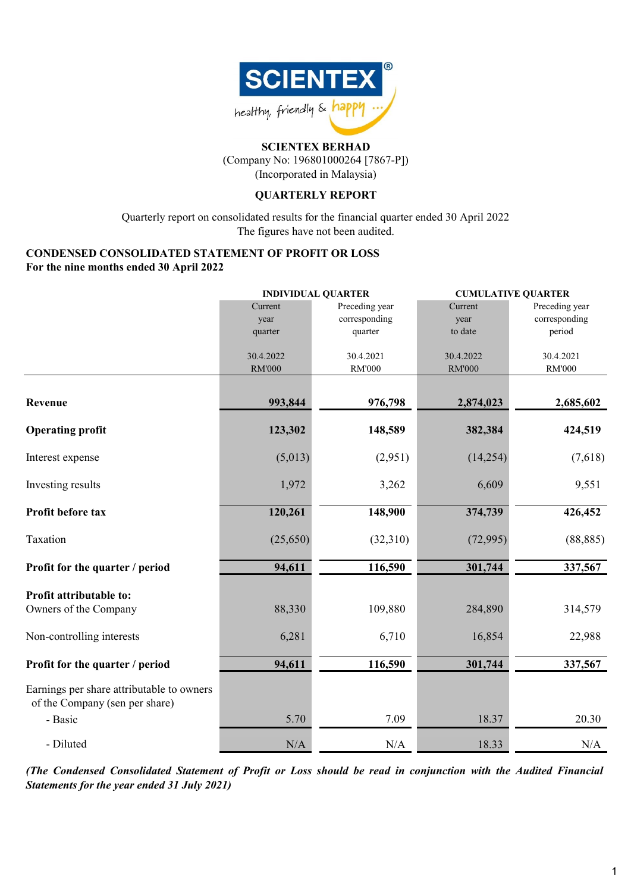**SCIENTEX BERHAD**
(Company No: 196801000264 [7867-P])
(Incorporated in Malaysia)

**QUARTERLY REPORT**

Quarterly report on consolidated results for the financial quarter ended 30 April 2022
The figures have not been audited.

## CONDENSED CONSOLIDATED STATEMENT OF PROFIT OR LOSS
**For the nine months ended 30 April 2022**

| | INDIVIDUAL QUARTER | | CUMULATIVE QUARTER | |
|---|---|---|---|---|
| | Current year quarter | Preceding year corresponding quarter | Current year to date | Preceding year corresponding period |
| | 30.4.2022 RM'000 | 30.4.2021 RM'000 | 30.4.2022 RM'000 | 30.4.2021 RM'000 |
| **Revenue** | **993,844** | **976,798** | **2,874,023** | **2,685,602** |
| **Operating profit** | **123,302** | **148,589** | **382,384** | **424,519** |
| Interest expense | (5,013) | (2,951) | (14,254) | (7,618) |
| Investing results | 1,972 | 3,262 | 6,609 | 9,551 |
| **Profit before tax** | **120,261** | **148,900** | **374,739** | **426,452** |
| Taxation | (25,650) | (32,310) | (72,995) | (88,885) |
| **Profit for the quarter / period** | **94,611** | **116,590** | **301,744** | **337,567** |
| **Profit attributable to:** | | | | |
| Owners of the Company | 88,330 | 109,880 | 284,890 | 314,579 |
| Non-controlling interests | 6,281 | 6,710 | 16,854 | 22,988 |
| **Profit for the quarter / period** | **94,611** | **116,590** | **301,744** | **337,567** |
| Earnings per share attributable to owners of the Company (sen per share) | | | | |
| - Basic | 5.70 | 7.09 | 18.37 | 20.30 |
| - Diluted | N/A | N/A | 18.33 | N/A |

***(The Condensed Consolidated Statement of Profit or Loss should be read in conjunction with the Audited Financial Statements for the year ended 31 July 2021)***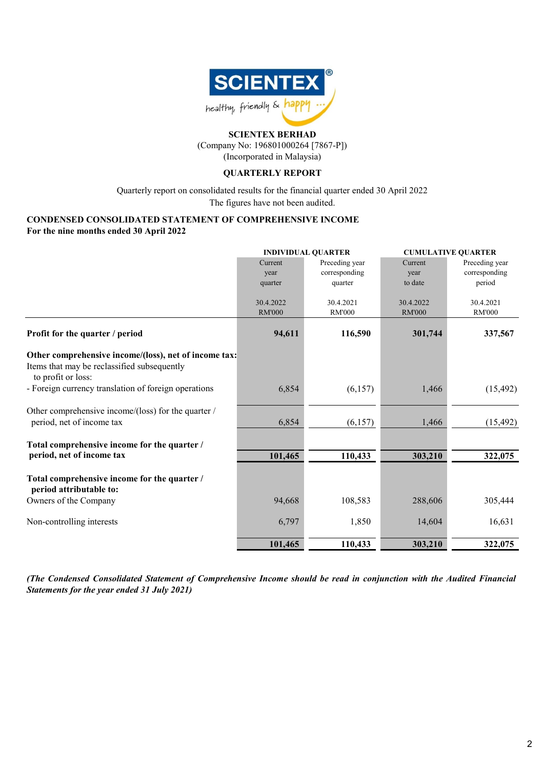**SCIENTEX BERHAD**
(Company No: 196801000264 [7867-P])
(Incorporated in Malaysia)

**QUARTERLY REPORT**

Quarterly report on consolidated results for the financial quarter ended 30 April 2022
The figures have not been audited.

**CONDENSED CONSOLIDATED STATEMENT OF COMPREHENSIVE INCOME**
**For the nine months ended 30 April 2022**

| | INDIVIDUAL QUARTER | | CUMULATIVE QUARTER | |
|---|---|---|---|---|
| | Current year quarter | Preceding year corresponding quarter | Current year to date | Preceding year corresponding period |
| | 30.4.2022 RM'000 | 30.4.2021 RM'000 | 30.4.2022 RM'000 | 30.4.2021 RM'000 |
| **Profit for the quarter / period** | **94,611** | **116,590** | **301,744** | **337,567** |
| **Other comprehensive income/(loss), net of income tax:** | | | | |
| Items that may be reclassified subsequently to profit or loss: | | | | |
| - Foreign currency translation of foreign operations | 6,854 | (6,157) | 1,466 | (15,492) |
| Other comprehensive income/(loss) for the quarter / period, net of income tax | 6,854 | (6,157) | 1,466 | (15,492) |
| **Total comprehensive income for the quarter / period, net of income tax** | **101,465** | **110,433** | **303,210** | **322,075** |
| **Total comprehensive income for the quarter / period attributable to:** | | | | |
| Owners of the Company | 94,668 | 108,583 | 288,606 | 305,444 |
| Non-controlling interests | 6,797 | 1,850 | 14,604 | 16,631 |
| | **101,465** | **110,433** | **303,210** | **322,075** |

*(The Condensed Consolidated Statement of Comprehensive Income should be read in conjunction with the Audited Financial Statements for the year ended 31 July 2021)*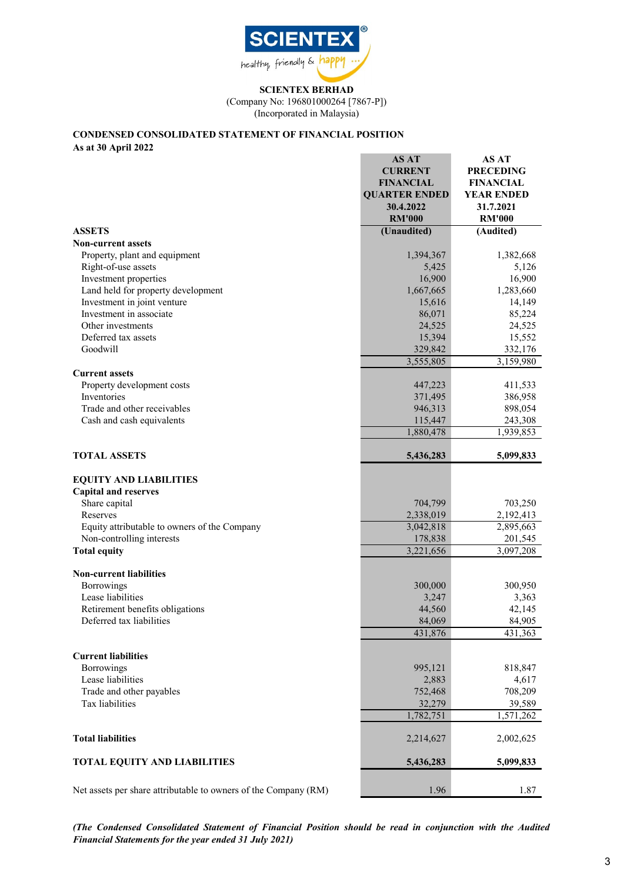**SCIENTEX BERHAD**
(Company No: 196801000264 [7867-P])
(Incorporated in Malaysia)

## CONDENSED CONSOLIDATED STATEMENT OF FINANCIAL POSITION
**As at 30 April 2022**

| | AS AT CURRENT FINANCIAL QUARTER ENDED 30.4.2022 RM'000 (Unaudited) | AS AT PRECEDING FINANCIAL YEAR ENDED 31.7.2021 RM'000 (Audited) |
|---|---|---|
| **ASSETS** | | |
| **Non-current assets** | | |
| Property, plant and equipment | 1,394,367 | 1,382,668 |
| Right-of-use assets | 5,425 | 5,126 |
| Investment properties | 16,900 | 16,900 |
| Land held for property development | 1,667,665 | 1,283,660 |
| Investment in joint venture | 15,616 | 14,149 |
| Investment in associate | 86,071 | 85,224 |
| Other investments | 24,525 | 24,525 |
| Deferred tax assets | 15,394 | 15,552 |
| Goodwill | 329,842 | 332,176 |
| | 3,555,805 | 3,159,980 |
| **Current assets** | | |
| Property development costs | 447,223 | 411,533 |
| Inventories | 371,495 | 386,958 |
| Trade and other receivables | 946,313 | 898,054 |
| Cash and cash equivalents | 115,447 | 243,308 |
| | 1,880,478 | 1,939,853 |
| **TOTAL ASSETS** | **5,436,283** | **5,099,833** |
| **EQUITY AND LIABILITIES** | | |
| **Capital and reserves** | | |
| Share capital | 704,799 | 703,250 |
| Reserves | 2,338,019 | 2,192,413 |
| Equity attributable to owners of the Company | 3,042,818 | 2,895,663 |
| Non-controlling interests | 178,838 | 201,545 |
| **Total equity** | 3,221,656 | 3,097,208 |
| **Non-current liabilities** | | |
| Borrowings | 300,000 | 300,950 |
| Lease liabilities | 3,247 | 3,363 |
| Retirement benefits obligations | 44,560 | 42,145 |
| Deferred tax liabilities | 84,069 | 84,905 |
| | 431,876 | 431,363 |
| **Current liabilities** | | |
| Borrowings | 995,121 | 818,847 |
| Lease liabilities | 2,883 | 4,617 |
| Trade and other payables | 752,468 | 708,209 |
| Tax liabilities | 32,279 | 39,589 |
| | 1,782,751 | 1,571,262 |
| **Total liabilities** | 2,214,627 | 2,002,625 |
| **TOTAL EQUITY AND LIABILITIES** | **5,436,283** | **5,099,833** |
| Net assets per share attributable to owners of the Company (RM) | 1.96 | 1.87 |

***(The Condensed Consolidated Statement of Financial Position should be read in conjunction with the Audited Financial Statements for the year ended 31 July 2021)***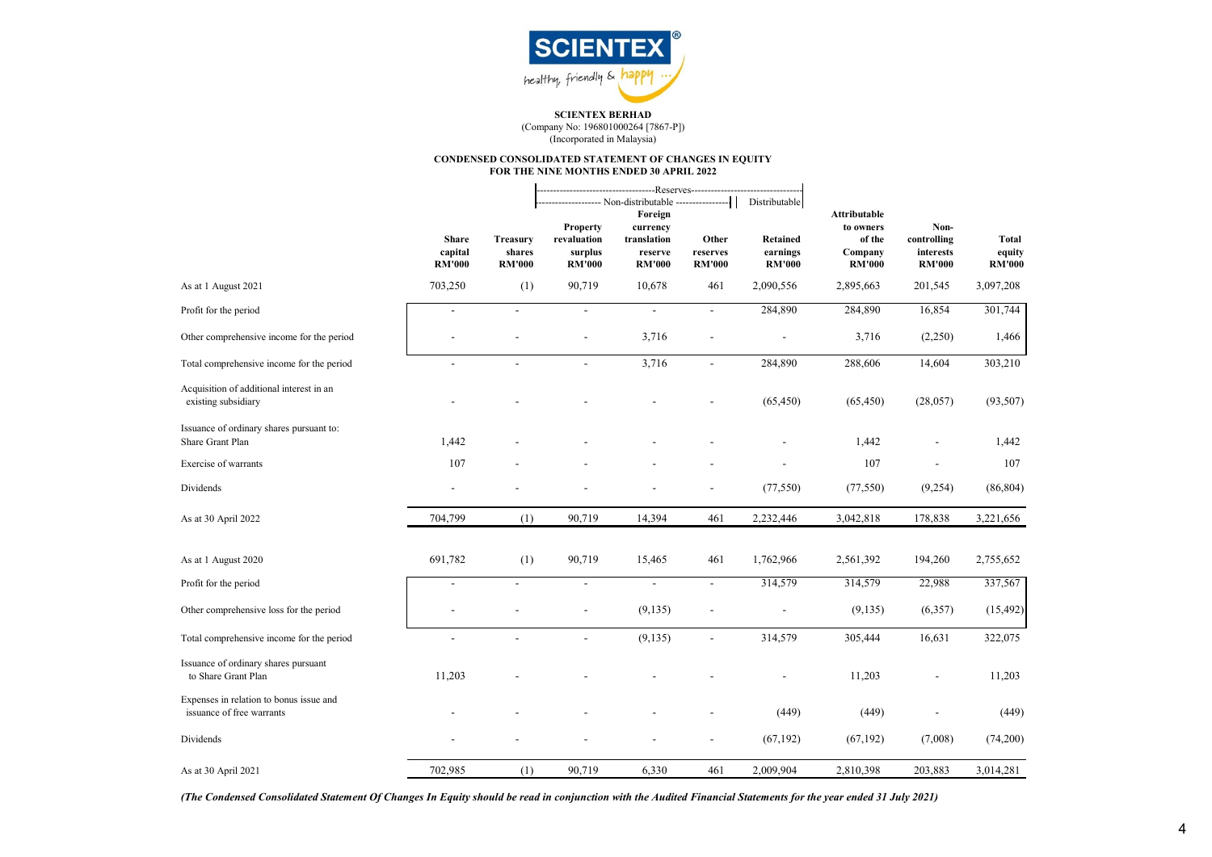**SCIENTEX BERHAD**
(Company No: 196801000264 [7867-P])
(Incorporated in Malaysia)

**CONDENSED CONSOLIDATED STATEMENT OF CHANGES IN EQUITY**
**FOR THE NINE MONTHS ENDED 30 APRIL 2022**

| | | | Reserves | | | | | | |
|---|---|---|---|---|---|---|---|---|---|
| | | Non-distributable | | | | Distributable | | | |
| | Share capital RM'000 | Treasury shares RM'000 | Property revaluation surplus RM'000 | Foreign currency translation reserve RM'000 | Other reserves RM'000 | Retained earnings RM'000 | Attributable to owners of the Company RM'000 | Non-controlling interests RM'000 | Total equity RM'000 |
| As at 1 August 2021 | 703,250 | (1) | 90,719 | 10,678 | 461 | 2,090,556 | 2,895,663 | 201,545 | 3,097,208 |
| Profit for the period | - | - | - | - | - | 284,890 | 284,890 | 16,854 | 301,744 |
| Other comprehensive income for the period | - | - | - | 3,716 | - | - | 3,716 | (2,250) | 1,466 |
| Total comprehensive income for the period | - | - | - | 3,716 | - | 284,890 | 288,606 | 14,604 | 303,210 |
| Acquisition of additional interest in an existing subsidiary | - | - | - | - | - | (65,450) | (65,450) | (28,057) | (93,507) |
| Issuance of ordinary shares pursuant to: | | | | | | | | | |
| Share Grant Plan | 1,442 | - | - | - | - | - | 1,442 | - | 1,442 |
| Exercise of warrants | 107 | - | - | - | - | - | 107 | - | 107 |
| Dividends | - | - | - | - | - | (77,550) | (77,550) | (9,254) | (86,804) |
| As at 30 April 2022 | 704,799 | (1) | 90,719 | 14,394 | 461 | 2,232,446 | 3,042,818 | 178,838 | 3,221,656 |
| | | | | | | | | | |
| As at 1 August 2020 | 691,782 | (1) | 90,719 | 15,465 | 461 | 1,762,966 | 2,561,392 | 194,260 | 2,755,652 |
| Profit for the period | - | - | - | - | - | 314,579 | 314,579 | 22,988 | 337,567 |
| Other comprehensive loss for the period | - | - | - | (9,135) | - | - | (9,135) | (6,357) | (15,492) |
| Total comprehensive income for the period | - | - | - | (9,135) | - | 314,579 | 305,444 | 16,631 | 322,075 |
| Issuance of ordinary shares pursuant to Share Grant Plan | 11,203 | - | - | - | - | - | 11,203 | - | 11,203 |
| Expenses in relation to bonus issue and issuance of free warrants | - | - | - | - | - | (449) | (449) | - | (449) |
| Dividends | - | - | - | - | - | (67,192) | (67,192) | (7,008) | (74,200) |
| As at 30 April 2021 | 702,985 | (1) | 90,719 | 6,330 | 461 | 2,009,904 | 2,810,398 | 203,883 | 3,014,281 |

***(The Condensed Consolidated Statement Of Changes In Equity should be read in conjunction with the Audited Financial Statements for the year ended 31 July 2021)***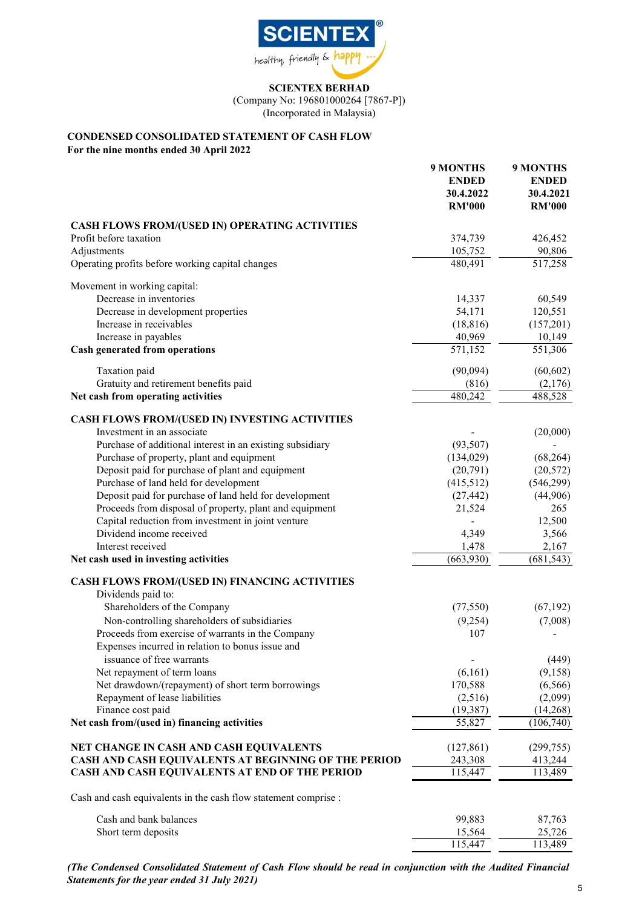**SCIENTEX BERHAD**
(Company No: 196801000264 [7867-P])
(Incorporated in Malaysia)

## CONDENSED CONSOLIDATED STATEMENT OF CASH FLOW
**For the nine months ended 30 April 2022**

| | 9 MONTHS ENDED 30.4.2022 RM'000 | 9 MONTHS ENDED 30.4.2021 RM'000 |
|---|---|---|
| **CASH FLOWS FROM/(USED IN) OPERATING ACTIVITIES** | | |
| Profit before taxation | 374,739 | 426,452 |
| Adjustments | 105,752 | 90,806 |
| Operating profits before working capital changes | 480,491 | 517,258 |
| Movement in working capital: | | |
| Decrease in inventories | 14,337 | 60,549 |
| Decrease in development properties | 54,171 | 120,551 |
| Increase in receivables | (18,816) | (157,201) |
| Increase in payables | 40,969 | 10,149 |
| **Cash generated from operations** | 571,152 | 551,306 |
| Taxation paid | (90,094) | (60,602) |
| Gratuity and retirement benefits paid | (816) | (2,176) |
| **Net cash from operating activities** | 480,242 | 488,528 |
| **CASH FLOWS FROM/(USED IN) INVESTING ACTIVITIES** | | |
| Investment in an associate | - | (20,000) |
| Purchase of additional interest in an existing subsidiary | (93,507) | - |
| Purchase of property, plant and equipment | (134,029) | (68,264) |
| Deposit paid for purchase of plant and equipment | (20,791) | (20,572) |
| Purchase of land held for development | (415,512) | (546,299) |
| Deposit paid for purchase of land held for development | (27,442) | (44,906) |
| Proceeds from disposal of property, plant and equipment | 21,524 | 265 |
| Capital reduction from investment in joint venture | - | 12,500 |
| Dividend income received | 4,349 | 3,566 |
| Interest received | 1,478 | 2,167 |
| **Net cash used in investing activities** | (663,930) | (681,543) |
| **CASH FLOWS FROM/(USED IN) FINANCING ACTIVITIES** | | |
| Dividends paid to: | | |
| Shareholders of the Company | (77,550) | (67,192) |
| Non-controlling shareholders of subsidiaries | (9,254) | (7,008) |
| Proceeds from exercise of warrants in the Company | 107 | - |
| Expenses incurred in relation to bonus issue and issuance of free warrants | - | (449) |
| Net repayment of term loans | (6,161) | (9,158) |
| Net drawdown/(repayment) of short term borrowings | 170,588 | (6,566) |
| Repayment of lease liabilities | (2,516) | (2,099) |
| Finance cost paid | (19,387) | (14,268) |
| **Net cash from/(used in) financing activities** | 55,827 | (106,740) |
| **NET CHANGE IN CASH AND CASH EQUIVALENTS** | (127,861) | (299,755) |
| **CASH AND CASH EQUIVALENTS AT BEGINNING OF THE PERIOD** | 243,308 | 413,244 |
| **CASH AND CASH EQUIVALENTS AT END OF THE PERIOD** | 115,447 | 113,489 |
| Cash and cash equivalents in the cash flow statement comprise : | | |
| Cash and bank balances | 99,883 | 87,763 |
| Short term deposits | 15,564 | 25,726 |
| | 115,447 | 113,489 |

***(The Condensed Consolidated Statement of Cash Flow should be read in conjunction with the Audited Financial Statements for the year ended 31 July 2021)***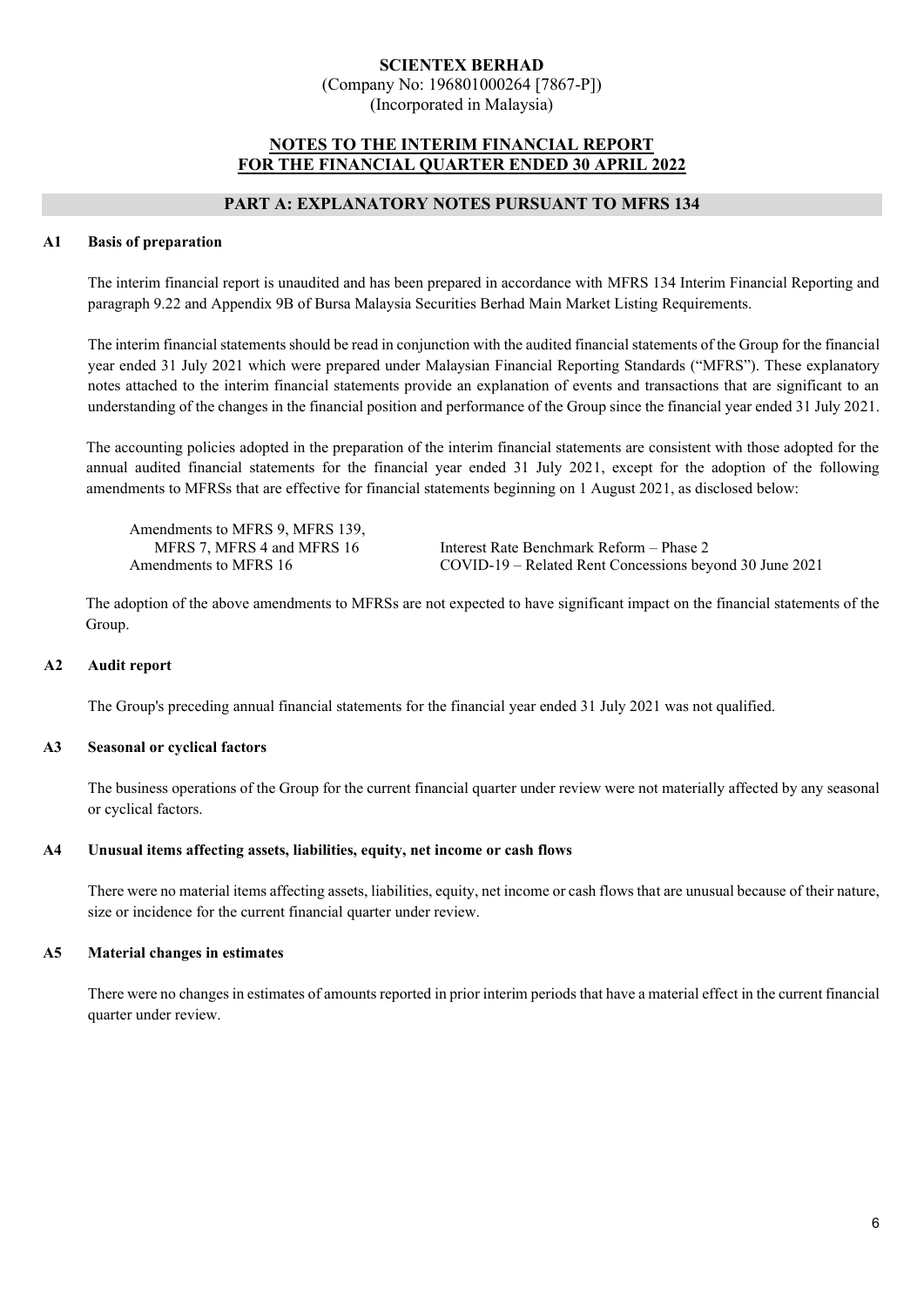**SCIENTEX BERHAD**
(Company No: 196801000264 [7867-P])
(Incorporated in Malaysia)

# NOTES TO THE INTERIM FINANCIAL REPORT FOR THE FINANCIAL QUARTER ENDED 30 APRIL 2022

## PART A: EXPLANATORY NOTES PURSUANT TO MFRS 134

### A1 Basis of preparation

The interim financial report is unaudited and has been prepared in accordance with MFRS 134 Interim Financial Reporting and paragraph 9.22 and Appendix 9B of Bursa Malaysia Securities Berhad Main Market Listing Requirements.

The interim financial statements should be read in conjunction with the audited financial statements of the Group for the financial year ended 31 July 2021 which were prepared under Malaysian Financial Reporting Standards ("MFRS"). These explanatory notes attached to the interim financial statements provide an explanation of events and transactions that are significant to an understanding of the changes in the financial position and performance of the Group since the financial year ended 31 July 2021.

The accounting policies adopted in the preparation of the interim financial statements are consistent with those adopted for the annual audited financial statements for the financial year ended 31 July 2021, except for the adoption of the following amendments to MFRSs that are effective for financial statements beginning on 1 August 2021, as disclosed below:

| | |
|---|---|
| Amendments to MFRS 9, MFRS 139, MFRS 7, MFRS 4 and MFRS 16 | Interest Rate Benchmark Reform – Phase 2 |
| Amendments to MFRS 16 | COVID-19 – Related Rent Concessions beyond 30 June 2021 |

The adoption of the above amendments to MFRSs are not expected to have significant impact on the financial statements of the Group.

### A2 Audit report

The Group's preceding annual financial statements for the financial year ended 31 July 2021 was not qualified.

### A3 Seasonal or cyclical factors

The business operations of the Group for the current financial quarter under review were not materially affected by any seasonal or cyclical factors.

### A4 Unusual items affecting assets, liabilities, equity, net income or cash flows

There were no material items affecting assets, liabilities, equity, net income or cash flows that are unusual because of their nature, size or incidence for the current financial quarter under review.

### A5 Material changes in estimates

There were no changes in estimates of amounts reported in prior interim periods that have a material effect in the current financial quarter under review.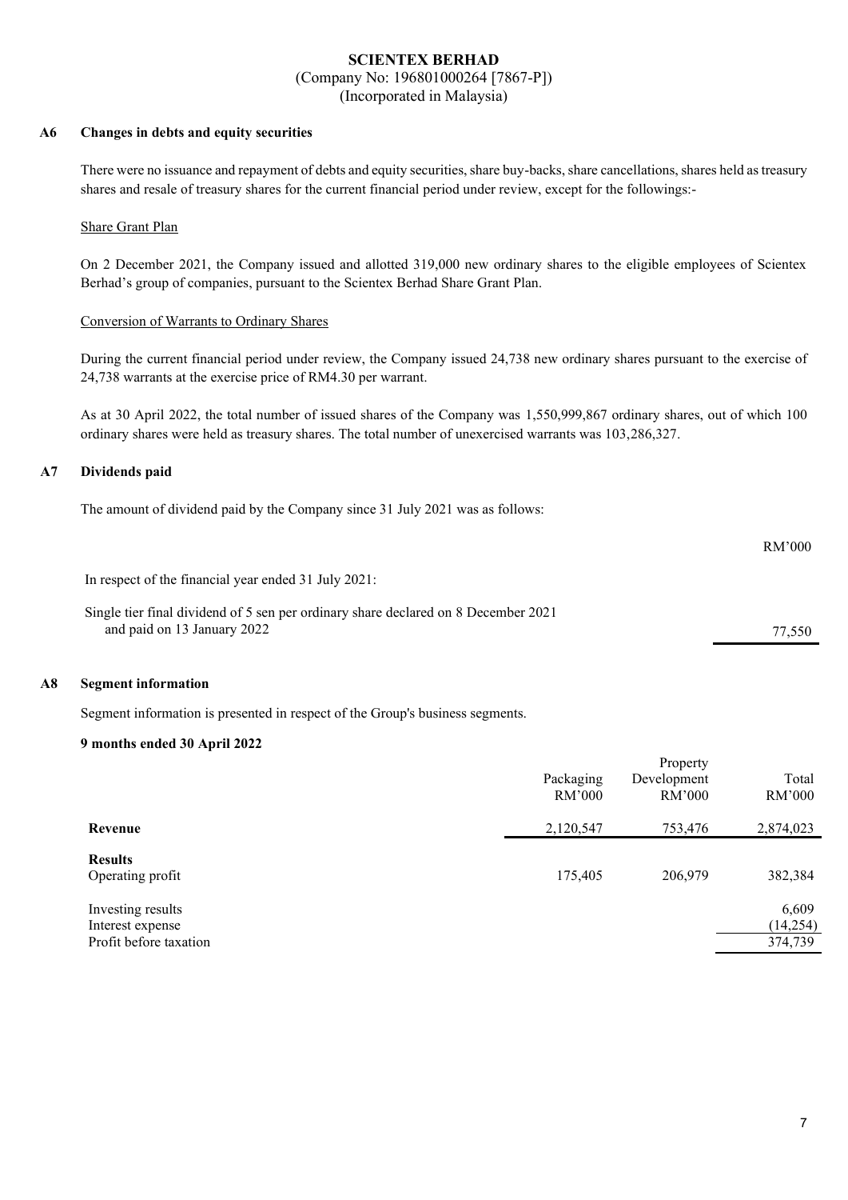**SCIENTEX BERHAD**
(Company No: 196801000264 [7867-P])
(Incorporated in Malaysia)

## A6 Changes in debts and equity securities

There were no issuance and repayment of debts and equity securities, share buy-backs, share cancellations, shares held as treasury shares and resale of treasury shares for the current financial period under review, except for the followings:-

Share Grant Plan

On 2 December 2021, the Company issued and allotted 319,000 new ordinary shares to the eligible employees of Scientex Berhad's group of companies, pursuant to the Scientex Berhad Share Grant Plan.

Conversion of Warrants to Ordinary Shares

During the current financial period under review, the Company issued 24,738 new ordinary shares pursuant to the exercise of 24,738 warrants at the exercise price of RM4.30 per warrant.

As at 30 April 2022, the total number of issued shares of the Company was 1,550,999,867 ordinary shares, out of which 100 ordinary shares were held as treasury shares. The total number of unexercised warrants was 103,286,327.

## A7 Dividends paid

The amount of dividend paid by the Company since 31 July 2021 was as follows:

| | RM'000 |
|---|---|
| In respect of the financial year ended 31 July 2021: | |
| Single tier final dividend of 5 sen per ordinary share declared on 8 December 2021 and paid on 13 January 2022 | 77,550 |

## A8 Segment information

Segment information is presented in respect of the Group's business segments.

**9 months ended 30 April 2022**

| | Packaging RM'000 | Property Development RM'000 | Total RM'000 |
|---|---|---|---|
| **Revenue** | 2,120,547 | 753,476 | 2,874,023 |
| **Results** | | | |
| Operating profit | 175,405 | 206,979 | 382,384 |
| Investing results | | | 6,609 |
| Interest expense | | | (14,254) |
| Profit before taxation | | | 374,739 |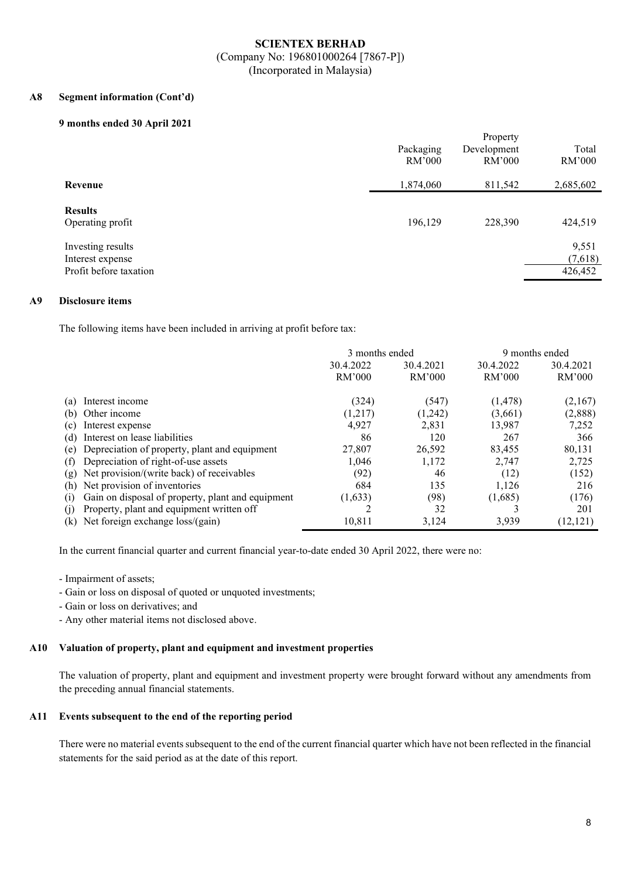**SCIENTEX BERHAD**
(Company No: 196801000264 [7867-P])
(Incorporated in Malaysia)

## A8 Segment information (Cont'd)

### 9 months ended 30 April 2021

| | Packaging RM'000 | Property Development RM'000 | Total RM'000 |
|---|---|---|---|
| **Revenue** | 1,874,060 | 811,542 | 2,685,602 |
| **Results** | | | |
| Operating profit | 196,129 | 228,390 | 424,519 |
| Investing results | | | 9,551 |
| Interest expense | | | (7,618) |
| Profit before taxation | | | 426,452 |

## A9 Disclosure items

The following items have been included in arriving at profit before tax:

| | 3 months ended | | 9 months ended | |
|---|---|---|---|---|
| | 30.4.2022 RM'000 | 30.4.2021 RM'000 | 30.4.2022 RM'000 | 30.4.2021 RM'000 |
| (a) Interest income | (324) | (547) | (1,478) | (2,167) |
| (b) Other income | (1,217) | (1,242) | (3,661) | (2,888) |
| (c) Interest expense | 4,927 | 2,831 | 13,987 | 7,252 |
| (d) Interest on lease liabilities | 86 | 120 | 267 | 366 |
| (e) Depreciation of property, plant and equipment | 27,807 | 26,592 | 83,455 | 80,131 |
| (f) Depreciation of right-of-use assets | 1,046 | 1,172 | 2,747 | 2,725 |
| (g) Net provision/(write back) of receivables | (92) | 46 | (12) | (152) |
| (h) Net provision of inventories | 684 | 135 | 1,126 | 216 |
| (i) Gain on disposal of property, plant and equipment | (1,633) | (98) | (1,685) | (176) |
| (j) Property, plant and equipment written off | 2 | 32 | 3 | 201 |
| (k) Net foreign exchange loss/(gain) | 10,811 | 3,124 | 3,939 | (12,121) |

In the current financial quarter and current financial year-to-date ended 30 April 2022, there were no:

- Impairment of assets;
- Gain or loss on disposal of quoted or unquoted investments;
- Gain or loss on derivatives; and
- Any other material items not disclosed above.

## A10 Valuation of property, plant and equipment and investment properties

The valuation of property, plant and equipment and investment property were brought forward without any amendments from the preceding annual financial statements.

## A11 Events subsequent to the end of the reporting period

There were no material events subsequent to the end of the current financial quarter which have not been reflected in the financial statements for the said period as at the date of this report.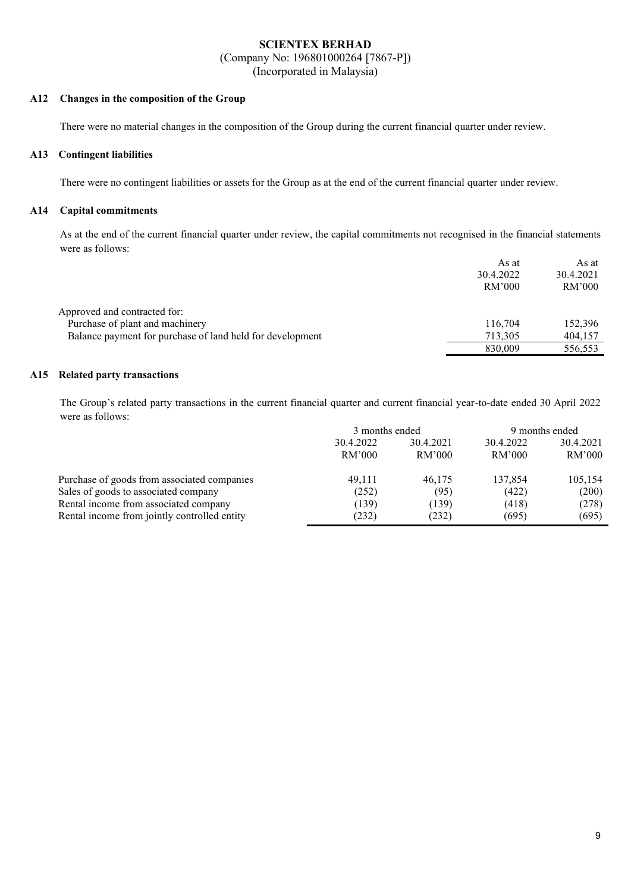**SCIENTEX BERHAD**
(Company No: 196801000264 [7867-P])
(Incorporated in Malaysia)

### A12 Changes in the composition of the Group

There were no material changes in the composition of the Group during the current financial quarter under review.

### A13 Contingent liabilities

There were no contingent liabilities or assets for the Group as at the end of the current financial quarter under review.

### A14 Capital commitments

As at the end of the current financial quarter under review, the capital commitments not recognised in the financial statements were as follows:

| | As at 30.4.2022 RM'000 | As at 30.4.2021 RM'000 |
|---|---|---|
| Approved and contracted for: | | |
| Purchase of plant and machinery | 116,704 | 152,396 |
| Balance payment for purchase of land held for development | 713,305 | 404,157 |
| | 830,009 | 556,553 |

### A15 Related party transactions

The Group's related party transactions in the current financial quarter and current financial year-to-date ended 30 April 2022 were as follows:

| | 3 months ended | | 9 months ended | |
|---|---|---|---|---|
| | 30.4.2022 RM'000 | 30.4.2021 RM'000 | 30.4.2022 RM'000 | 30.4.2021 RM'000 |
| Purchase of goods from associated companies | 49,111 | 46,175 | 137,854 | 105,154 |
| Sales of goods to associated company | (252) | (95) | (422) | (200) |
| Rental income from associated company | (139) | (139) | (418) | (278) |
| Rental income from jointly controlled entity | (232) | (232) | (695) | (695) |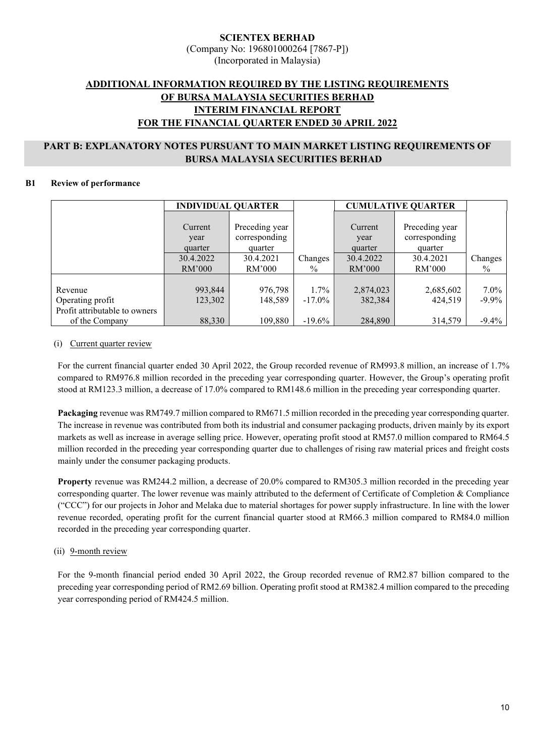**SCIENTEX BERHAD**
(Company No: 196801000264 [7867-P])
(Incorporated in Malaysia)

## ADDITIONAL INFORMATION REQUIRED BY THE LISTING REQUIREMENTS OF BURSA MALAYSIA SECURITIES BERHAD INTERIM FINANCIAL REPORT FOR THE FINANCIAL QUARTER ENDED 30 APRIL 2022

## PART B: EXPLANATORY NOTES PURSUANT TO MAIN MARKET LISTING REQUIREMENTS OF BURSA MALAYSIA SECURITIES BERHAD

### B1 Review of performance

| | INDIVIDUAL QUARTER | | | CUMULATIVE QUARTER | | |
|---|---|---|---|---|---|---|
| | Current year quarter 30.4.2022 RM'000 | Preceding year corresponding quarter 30.4.2021 RM'000 | Changes % | Current year quarter 30.4.2022 RM'000 | Preceding year corresponding quarter 30.4.2021 RM'000 | Changes % |
| Revenue | 993,844 | 976,798 | 1.7% | 2,874,023 | 2,685,602 | 7.0% |
| Operating profit | 123,302 | 148,589 | -17.0% | 382,384 | 424,519 | -9.9% |
| Profit attributable to owners of the Company | 88,330 | 109,880 | -19.6% | 284,890 | 314,579 | -9.4% |

(i) Current quarter review

For the current financial quarter ended 30 April 2022, the Group recorded revenue of RM993.8 million, an increase of 1.7% compared to RM976.8 million recorded in the preceding year corresponding quarter. However, the Group's operating profit stood at RM123.3 million, a decrease of 17.0% compared to RM148.6 million in the preceding year corresponding quarter.

**Packaging** revenue was RM749.7 million compared to RM671.5 million recorded in the preceding year corresponding quarter. The increase in revenue was contributed from both its industrial and consumer packaging products, driven mainly by its export markets as well as increase in average selling price. However, operating profit stood at RM57.0 million compared to RM64.5 million recorded in the preceding year corresponding quarter due to challenges of rising raw material prices and freight costs mainly under the consumer packaging products.

**Property** revenue was RM244.2 million, a decrease of 20.0% compared to RM305.3 million recorded in the preceding year corresponding quarter. The lower revenue was mainly attributed to the deferment of Certificate of Completion & Compliance ("CCC") for our projects in Johor and Melaka due to material shortages for power supply infrastructure. In line with the lower revenue recorded, operating profit for the current financial quarter stood at RM66.3 million compared to RM84.0 million recorded in the preceding year corresponding quarter.

(ii) 9-month review

For the 9-month financial period ended 30 April 2022, the Group recorded revenue of RM2.87 billion compared to the preceding year corresponding period of RM2.69 billion. Operating profit stood at RM382.4 million compared to the preceding year corresponding period of RM424.5 million.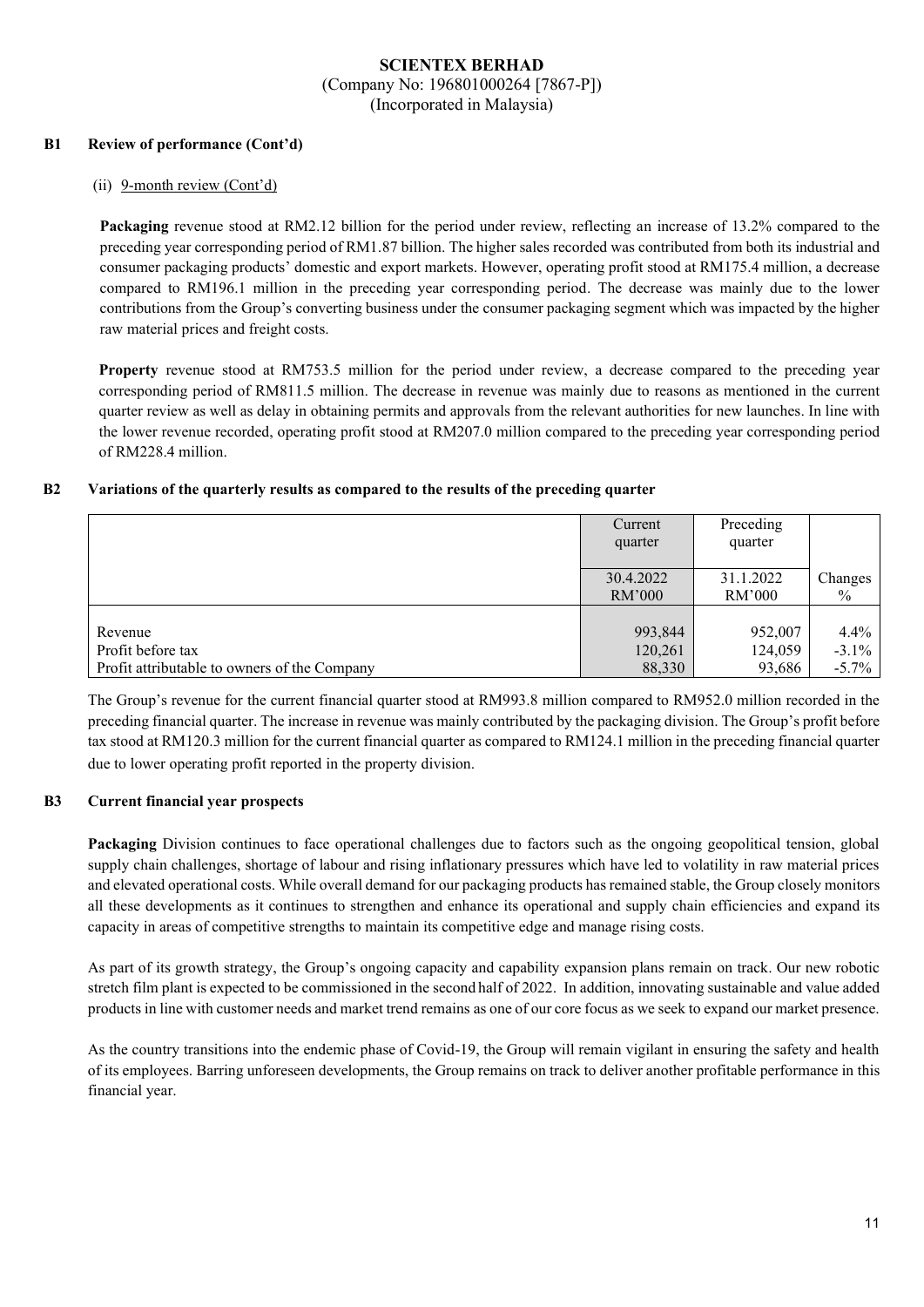**SCIENTEX BERHAD**
(Company No: 196801000264 [7867-P])
(Incorporated in Malaysia)

## B1 Review of performance (Cont'd)

(ii) 9-month review (Cont'd)

**Packaging** revenue stood at RM2.12 billion for the period under review, reflecting an increase of 13.2% compared to the preceding year corresponding period of RM1.87 billion. The higher sales recorded was contributed from both its industrial and consumer packaging products' domestic and export markets. However, operating profit stood at RM175.4 million, a decrease compared to RM196.1 million in the preceding year corresponding period. The decrease was mainly due to the lower contributions from the Group's converting business under the consumer packaging segment which was impacted by the higher raw material prices and freight costs.

**Property** revenue stood at RM753.5 million for the period under review, a decrease compared to the preceding year corresponding period of RM811.5 million. The decrease in revenue was mainly due to reasons as mentioned in the current quarter review as well as delay in obtaining permits and approvals from the relevant authorities for new launches. In line with the lower revenue recorded, operating profit stood at RM207.0 million compared to the preceding year corresponding period of RM228.4 million.

## B2 Variations of the quarterly results as compared to the results of the preceding quarter

| | Current quarter | Preceding quarter | |
|---|---|---|---|
| | 30.4.2022 RM'000 | 31.1.2022 RM'000 | Changes % |
| Revenue | 993,844 | 952,007 | 4.4% |
| Profit before tax | 120,261 | 124,059 | -3.1% |
| Profit attributable to owners of the Company | 88,330 | 93,686 | -5.7% |

The Group's revenue for the current financial quarter stood at RM993.8 million compared to RM952.0 million recorded in the preceding financial quarter. The increase in revenue was mainly contributed by the packaging division. The Group's profit before tax stood at RM120.3 million for the current financial quarter as compared to RM124.1 million in the preceding financial quarter due to lower operating profit reported in the property division.

## B3 Current financial year prospects

**Packaging** Division continues to face operational challenges due to factors such as the ongoing geopolitical tension, global supply chain challenges, shortage of labour and rising inflationary pressures which have led to volatility in raw material prices and elevated operational costs. While overall demand for our packaging products has remained stable, the Group closely monitors all these developments as it continues to strengthen and enhance its operational and supply chain efficiencies and expand its capacity in areas of competitive strengths to maintain its competitive edge and manage rising costs.

As part of its growth strategy, the Group's ongoing capacity and capability expansion plans remain on track. Our new robotic stretch film plant is expected to be commissioned in the second half of 2022. In addition, innovating sustainable and value added products in line with customer needs and market trend remains as one of our core focus as we seek to expand our market presence.

As the country transitions into the endemic phase of Covid-19, the Group will remain vigilant in ensuring the safety and health of its employees. Barring unforeseen developments, the Group remains on track to deliver another profitable performance in this financial year.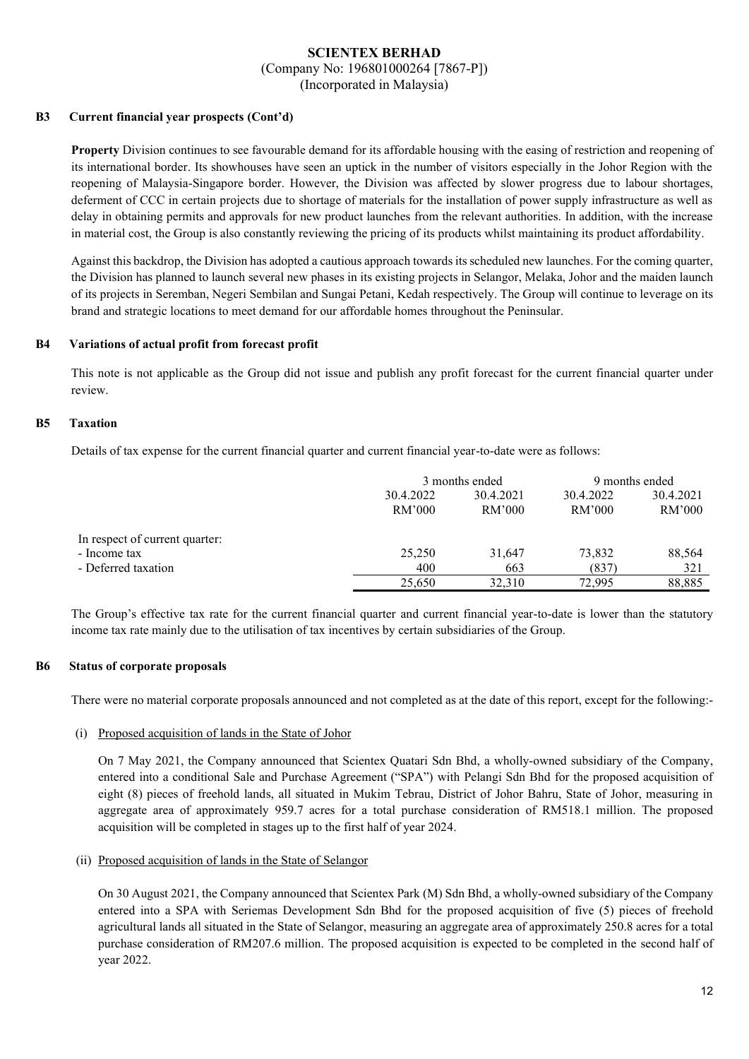**SCIENTEX BERHAD**
(Company No: 196801000264 [7867-P])
(Incorporated in Malaysia)

### B3 Current financial year prospects (Cont'd)

**Property** Division continues to see favourable demand for its affordable housing with the easing of restriction and reopening of its international border. Its showhouses have seen an uptick in the number of visitors especially in the Johor Region with the reopening of Malaysia-Singapore border. However, the Division was affected by slower progress due to labour shortages, deferment of CCC in certain projects due to shortage of materials for the installation of power supply infrastructure as well as delay in obtaining permits and approvals for new product launches from the relevant authorities. In addition, with the increase in material cost, the Group is also constantly reviewing the pricing of its products whilst maintaining its product affordability.

Against this backdrop, the Division has adopted a cautious approach towards its scheduled new launches. For the coming quarter, the Division has planned to launch several new phases in its existing projects in Selangor, Melaka, Johor and the maiden launch of its projects in Seremban, Negeri Sembilan and Sungai Petani, Kedah respectively. The Group will continue to leverage on its brand and strategic locations to meet demand for our affordable homes throughout the Peninsular.

### B4 Variations of actual profit from forecast profit

This note is not applicable as the Group did not issue and publish any profit forecast for the current financial quarter under review.

### B5 Taxation

Details of tax expense for the current financial quarter and current financial year-to-date were as follows:

| | 3 months ended | | 9 months ended | |
|---|---|---|---|---|
| | 30.4.2022 RM'000 | 30.4.2021 RM'000 | 30.4.2022 RM'000 | 30.4.2021 RM'000 |
| In respect of current quarter: | | | | |
| - Income tax | 25,250 | 31,647 | 73,832 | 88,564 |
| - Deferred taxation | 400 | 663 | (837) | 321 |
| | 25,650 | 32,310 | 72,995 | 88,885 |

The Group's effective tax rate for the current financial quarter and current financial year-to-date is lower than the statutory income tax rate mainly due to the utilisation of tax incentives by certain subsidiaries of the Group.

### B6 Status of corporate proposals

There were no material corporate proposals announced and not completed as at the date of this report, except for the following:-

(i) Proposed acquisition of lands in the State of Johor

On 7 May 2021, the Company announced that Scientex Quatari Sdn Bhd, a wholly-owned subsidiary of the Company, entered into a conditional Sale and Purchase Agreement ("SPA") with Pelangi Sdn Bhd for the proposed acquisition of eight (8) pieces of freehold lands, all situated in Mukim Tebrau, District of Johor Bahru, State of Johor, measuring in aggregate area of approximately 959.7 acres for a total purchase consideration of RM518.1 million. The proposed acquisition will be completed in stages up to the first half of year 2024.

(ii) Proposed acquisition of lands in the State of Selangor

On 30 August 2021, the Company announced that Scientex Park (M) Sdn Bhd, a wholly-owned subsidiary of the Company entered into a SPA with Seriemas Development Sdn Bhd for the proposed acquisition of five (5) pieces of freehold agricultural lands all situated in the State of Selangor, measuring an aggregate area of approximately 250.8 acres for a total purchase consideration of RM207.6 million. The proposed acquisition is expected to be completed in the second half of year 2022.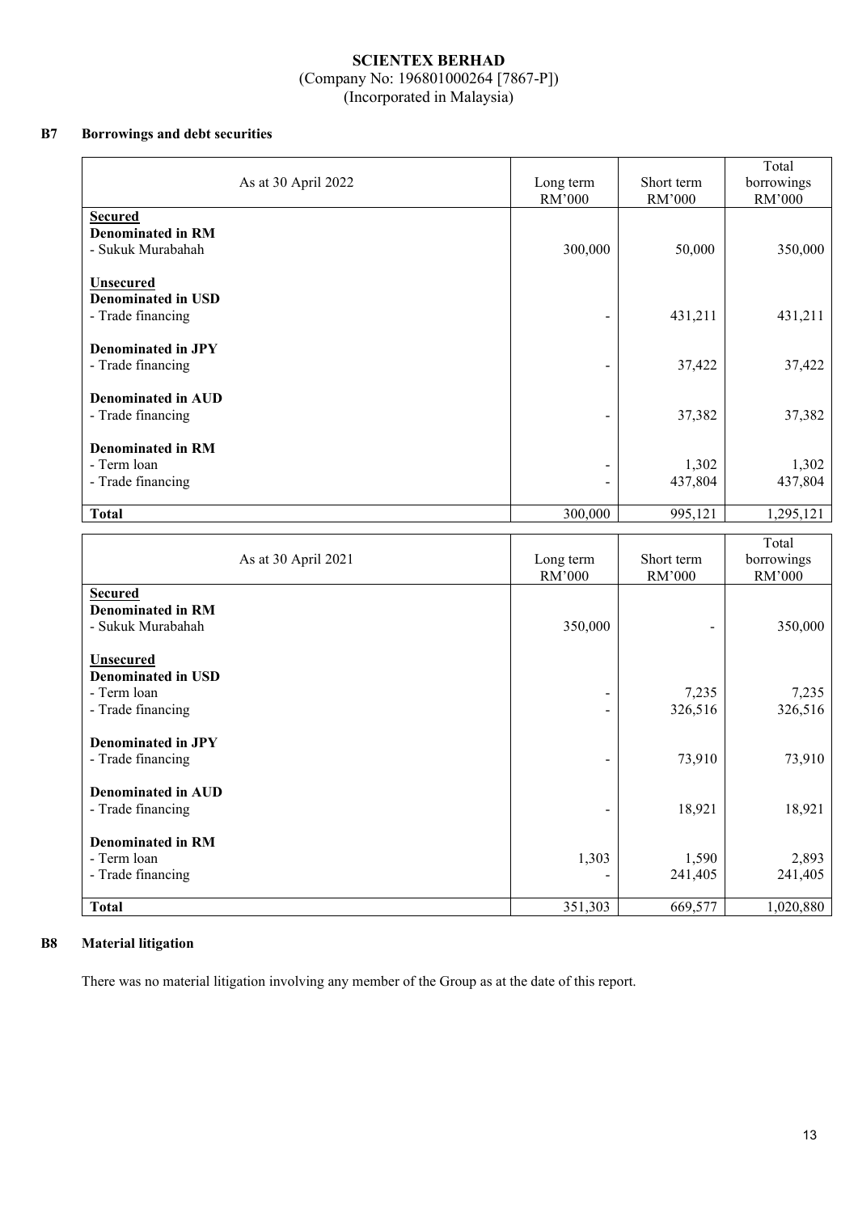**SCIENTEX BERHAD**
(Company No: 196801000264 [7867-P])
(Incorporated in Malaysia)

## B7 Borrowings and debt securities

| As at 30 April 2022 | Long term RM'000 | Short term RM'000 | Total borrowings RM'000 |
|---|---|---|---|
| **Secured** | | | |
| **Denominated in RM** | | | |
| - Sukuk Murabahah | 300,000 | 50,000 | 350,000 |
| **Unsecured** | | | |
| **Denominated in USD** | | | |
| - Trade financing | - | 431,211 | 431,211 |
| **Denominated in JPY** | | | |
| - Trade financing | - | 37,422 | 37,422 |
| **Denominated in AUD** | | | |
| - Trade financing | - | 37,382 | 37,382 |
| **Denominated in RM** | | | |
| - Term loan | - | 1,302 | 1,302 |
| - Trade financing | - | 437,804 | 437,804 |
| **Total** | 300,000 | 995,121 | 1,295,121 |

| As at 30 April 2021 | Long term RM'000 | Short term RM'000 | Total borrowings RM'000 |
|---|---|---|---|
| **Secured** | | | |
| **Denominated in RM** | | | |
| - Sukuk Murabahah | 350,000 | - | 350,000 |
| **Unsecured** | | | |
| **Denominated in USD** | | | |
| - Term loan | - | 7,235 | 7,235 |
| - Trade financing | - | 326,516 | 326,516 |
| **Denominated in JPY** | | | |
| - Trade financing | - | 73,910 | 73,910 |
| **Denominated in AUD** | | | |
| - Trade financing | - | 18,921 | 18,921 |
| **Denominated in RM** | | | |
| - Term loan | 1,303 | 1,590 | 2,893 |
| - Trade financing | - | 241,405 | 241,405 |
| **Total** | 351,303 | 669,577 | 1,020,880 |

## B8 Material litigation

There was no material litigation involving any member of the Group as at the date of this report.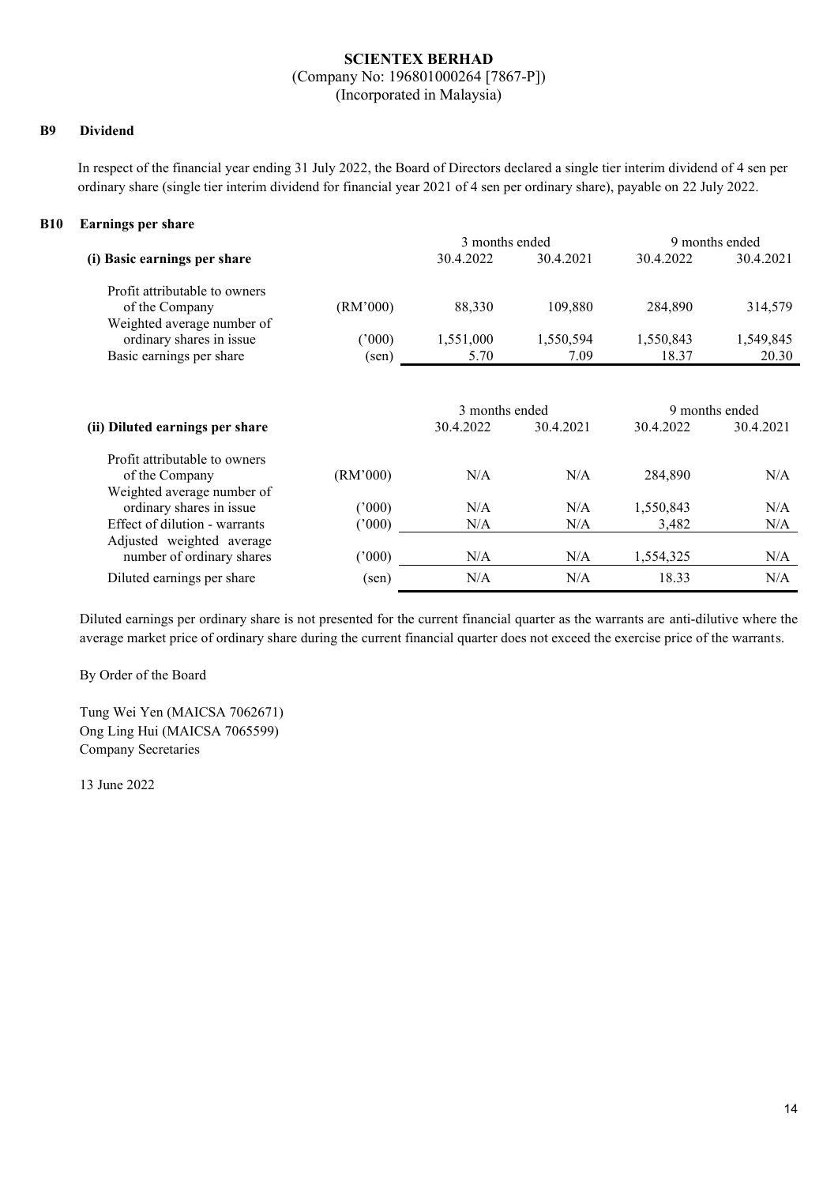**SCIENTEX BERHAD**
(Company No: 196801000264 [7867-P])
(Incorporated in Malaysia)

## B9 Dividend

In respect of the financial year ending 31 July 2022, the Board of Directors declared a single tier interim dividend of 4 sen per ordinary share (single tier interim dividend for financial year 2021 of 4 sen per ordinary share), payable on 22 July 2022.

## B10 Earnings per share

| | | 3 months ended | | 9 months ended | |
|---|---|---|---|---|---|
| **(i) Basic earnings per share** | | 30.4.2022 | 30.4.2021 | 30.4.2022 | 30.4.2021 |
| Profit attributable to owners of the Company | (RM'000) | 88,330 | 109,880 | 284,890 | 314,579 |
| Weighted average number of ordinary shares in issue | ('000) | 1,551,000 | 1,550,594 | 1,550,843 | 1,549,845 |
| Basic earnings per share | (sen) | 5.70 | 7.09 | 18.37 | 20.30 |

| | | 3 months ended | | 9 months ended | |
|---|---|---|---|---|---|
| **(ii) Diluted earnings per share** | | 30.4.2022 | 30.4.2021 | 30.4.2022 | 30.4.2021 |
| Profit attributable to owners of the Company | (RM'000) | N/A | N/A | 284,890 | N/A |
| Weighted average number of ordinary shares in issue | ('000) | N/A | N/A | 1,550,843 | N/A |
| Effect of dilution - warrants | ('000) | N/A | N/A | 3,482 | N/A |
| Adjusted weighted average number of ordinary shares | ('000) | N/A | N/A | 1,554,325 | N/A |
| Diluted earnings per share | (sen) | N/A | N/A | 18.33 | N/A |

Diluted earnings per ordinary share is not presented for the current financial quarter as the warrants are anti-dilutive where the average market price of ordinary share during the current financial quarter does not exceed the exercise price of the warrants.

By Order of the Board

Tung Wei Yen (MAICSA 7062671)
Ong Ling Hui (MAICSA 7065599)
Company Secretaries

13 June 2022